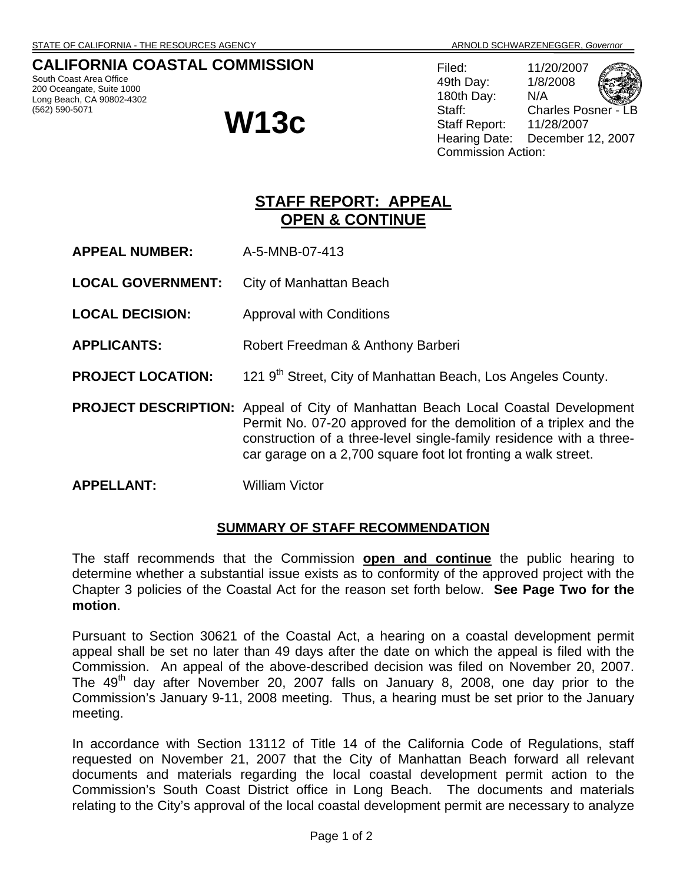STATE OF CALIFORNIA - THE RESOURCES AGENCY ARNOLD SCHWARZENEGGER, *Governor*

# CALIFORNIA COASTAL COMMISSION

South Coast Area Office
200 Oceangate, Suite 1000
Long Beach, CA 90802-4302
(562) 590-5071

# W13c

Filed: 11/20/2007
49th Day: 1/8/2008
180th Day: N/A
Staff: Charles Posner - LB
Staff Report: 11/28/2007
Hearing Date: December 12, 2007
Commission Action:

## STAFF REPORT: APPEAL OPEN & CONTINUE

**APPEAL NUMBER:** A-5-MNB-07-413

**LOCAL GOVERNMENT:** City of Manhattan Beach

**LOCAL DECISION:** Approval with Conditions

**APPLICANTS:** Robert Freedman & Anthony Barberi

**PROJECT LOCATION:** 121 9th Street, City of Manhattan Beach, Los Angeles County.

**PROJECT DESCRIPTION:** Appeal of City of Manhattan Beach Local Coastal Development Permit No. 07-20 approved for the demolition of a triplex and the construction of a three-level single-family residence with a three-car garage on a 2,700 square foot lot fronting a walk street.

**APPELLANT:** William Victor

### SUMMARY OF STAFF RECOMMENDATION

The staff recommends that the Commission **open and continue** the public hearing to determine whether a substantial issue exists as to conformity of the approved project with the Chapter 3 policies of the Coastal Act for the reason set forth below. **See Page Two for the motion**.

Pursuant to Section 30621 of the Coastal Act, a hearing on a coastal development permit appeal shall be set no later than 49 days after the date on which the appeal is filed with the Commission. An appeal of the above-described decision was filed on November 20, 2007. The 49th day after November 20, 2007 falls on January 8, 2008, one day prior to the Commission's January 9-11, 2008 meeting. Thus, a hearing must be set prior to the January meeting.

In accordance with Section 13112 of Title 14 of the California Code of Regulations, staff requested on November 21, 2007 that the City of Manhattan Beach forward all relevant documents and materials regarding the local coastal development permit action to the Commission's South Coast District office in Long Beach. The documents and materials relating to the City's approval of the local coastal development permit are necessary to analyze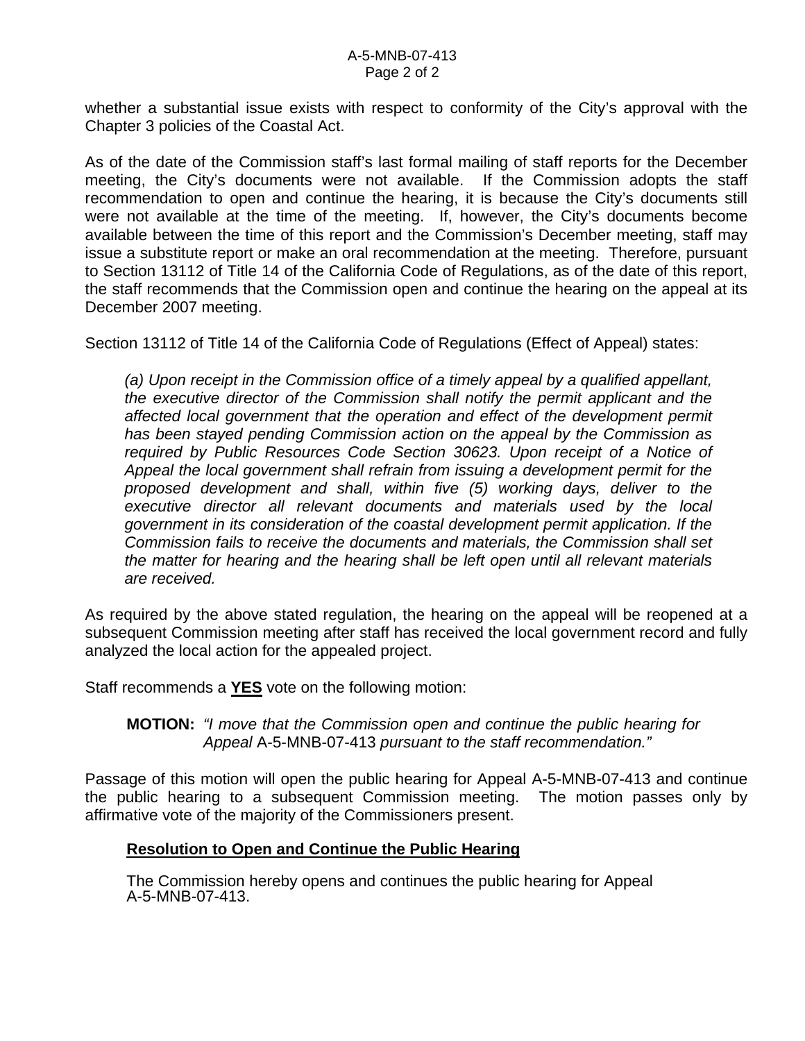whether a substantial issue exists with respect to conformity of the City's approval with the Chapter 3 policies of the Coastal Act.

As of the date of the Commission staff's last formal mailing of staff reports for the December meeting, the City's documents were not available. If the Commission adopts the staff recommendation to open and continue the hearing, it is because the City's documents still were not available at the time of the meeting. If, however, the City's documents become available between the time of this report and the Commission's December meeting, staff may issue a substitute report or make an oral recommendation at the meeting. Therefore, pursuant to Section 13112 of Title 14 of the California Code of Regulations, as of the date of this report, the staff recommends that the Commission open and continue the hearing on the appeal at its December 2007 meeting.

Section 13112 of Title 14 of the California Code of Regulations (Effect of Appeal) states:

> *(a) Upon receipt in the Commission office of a timely appeal by a qualified appellant, the executive director of the Commission shall notify the permit applicant and the affected local government that the operation and effect of the development permit has been stayed pending Commission action on the appeal by the Commission as required by Public Resources Code Section 30623. Upon receipt of a Notice of Appeal the local government shall refrain from issuing a development permit for the proposed development and shall, within five (5) working days, deliver to the executive director all relevant documents and materials used by the local government in its consideration of the coastal development permit application. If the Commission fails to receive the documents and materials, the Commission shall set the matter for hearing and the hearing shall be left open until all relevant materials are received.*

As required by the above stated regulation, the hearing on the appeal will be reopened at a subsequent Commission meeting after staff has received the local government record and fully analyzed the local action for the appealed project.

Staff recommends a **YES** vote on the following motion:

> **MOTION:** *"I move that the Commission open and continue the public hearing for Appeal* A-5-MNB-07-413 *pursuant to the staff recommendation."*

Passage of this motion will open the public hearing for Appeal A-5-MNB-07-413 and continue the public hearing to a subsequent Commission meeting. The motion passes only by affirmative vote of the majority of the Commissioners present.

### Resolution to Open and Continue the Public Hearing

The Commission hereby opens and continues the public hearing for Appeal A-5-MNB-07-413.